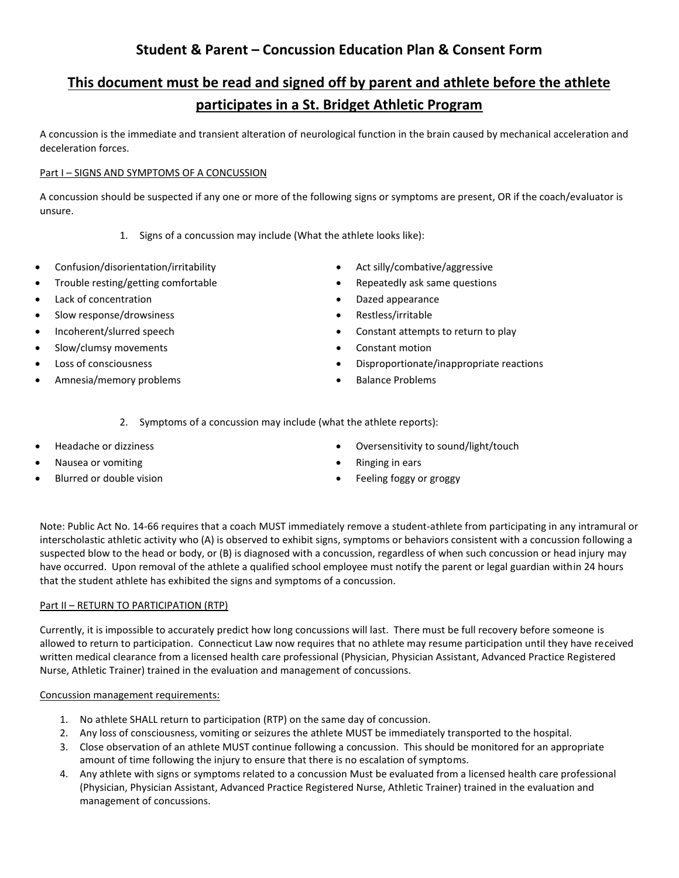# Student & Parent – Concussion Education Plan & Consent Form

## This document must be read and signed off by parent and athlete before the athlete participates in a St. Bridget Athletic Program

A concussion is the immediate and transient alteration of neurological function in the brain caused by mechanical acceleration and deceleration forces.

Part I – SIGNS AND SYMPTOMS OF A CONCUSSION

A concussion should be suspected if any one or more of the following signs or symptoms are present, OR if the coach/evaluator is unsure.

1. Signs of a concussion may include (What the athlete looks like):

- Confusion/disorientation/irritability
- Trouble resting/getting comfortable
- Lack of concentration
- Slow response/drowsiness
- Incoherent/slurred speech
- Slow/clumsy movements
- Loss of consciousness
- Amnesia/memory problems
- Act silly/combative/aggressive
- Repeatedly ask same questions
- Dazed appearance
- Restless/irritable
- Constant attempts to return to play
- Constant motion
- Disproportionate/inappropriate reactions
- Balance Problems

2. Symptoms of a concussion may include (what the athlete reports):

- Headache or dizziness
- Nausea or vomiting
- Blurred or double vision
- Oversensitivity to sound/light/touch
- Ringing in ears
- Feeling foggy or groggy

Note: Public Act No. 14-66 requires that a coach MUST immediately remove a student-athlete from participating in any intramural or interscholastic athletic activity who (A) is observed to exhibit signs, symptoms or behaviors consistent with a concussion following a suspected blow to the head or body, or (B) is diagnosed with a concussion, regardless of when such concussion or head injury may have occurred. Upon removal of the athlete a qualified school employee must notify the parent or legal guardian within 24 hours that the student athlete has exhibited the signs and symptoms of a concussion.

Part II – RETURN TO PARTICIPATION (RTP)

Currently, it is impossible to accurately predict how long concussions will last. There must be full recovery before someone is allowed to return to participation. Connecticut Law now requires that no athlete may resume participation until they have received written medical clearance from a licensed health care professional (Physician, Physician Assistant, Advanced Practice Registered Nurse, Athletic Trainer) trained in the evaluation and management of concussions.

Concussion management requirements:

1. No athlete SHALL return to participation (RTP) on the same day of concussion.
2. Any loss of consciousness, vomiting or seizures the athlete MUST be immediately transported to the hospital.
3. Close observation of an athlete MUST continue following a concussion. This should be monitored for an appropriate amount of time following the injury to ensure that there is no escalation of symptoms.
4. Any athlete with signs or symptoms related to a concussion Must be evaluated from a licensed health care professional (Physician, Physician Assistant, Advanced Practice Registered Nurse, Athletic Trainer) trained in the evaluation and management of concussions.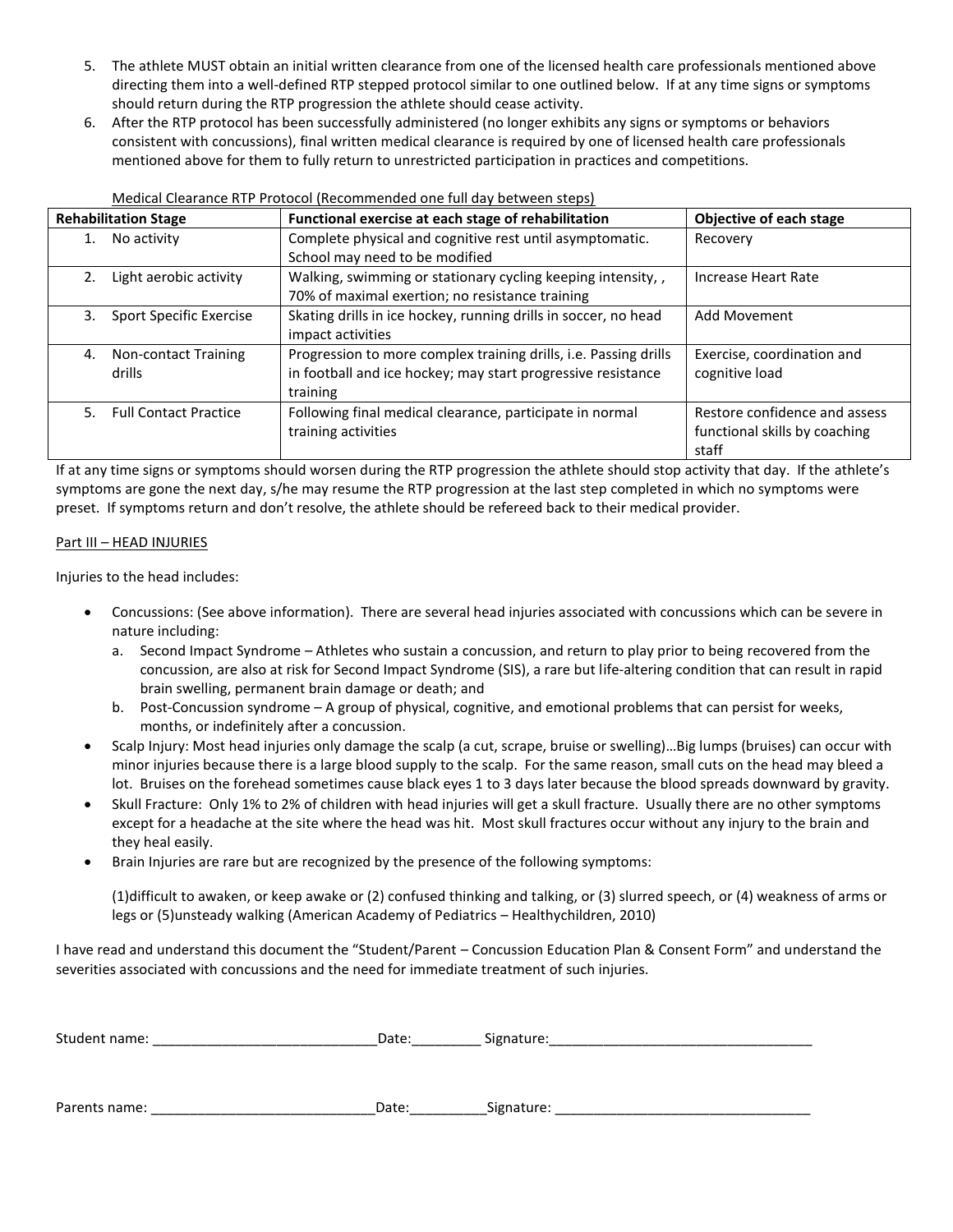5. The athlete MUST obtain an initial written clearance from one of the licensed health care professionals mentioned above directing them into a well-defined RTP stepped protocol similar to one outlined below. If at any time signs or symptoms should return during the RTP progression the athlete should cease activity.
6. After the RTP protocol has been successfully administered (no longer exhibits any signs or symptoms or behaviors consistent with concussions), final written medical clearance is required by one of licensed health care professionals mentioned above for them to fully return to unrestricted participation in practices and competitions.

Medical Clearance RTP Protocol (Recommended one full day between steps)

| Rehabilitation Stage | Functional exercise at each stage of rehabilitation | Objective of each stage |
|---|---|---|
| 1. No activity | Complete physical and cognitive rest until asymptomatic. School may need to be modified | Recovery |
| 2. Light aerobic activity | Walking, swimming or stationary cycling keeping intensity, , 70% of maximal exertion; no resistance training | Increase Heart Rate |
| 3. Sport Specific Exercise | Skating drills in ice hockey, running drills in soccer, no head impact activities | Add Movement |
| 4. Non-contact Training drills | Progression to more complex training drills, i.e. Passing drills in football and ice hockey; may start progressive resistance training | Exercise, coordination and cognitive load |
| 5. Full Contact Practice | Following final medical clearance, participate in normal training activities | Restore confidence and assess functional skills by coaching staff |

If at any time signs or symptoms should worsen during the RTP progression the athlete should stop activity that day. If the athlete's symptoms are gone the next day, s/he may resume the RTP progression at the last step completed in which no symptoms were preset. If symptoms return and don't resolve, the athlete should be refereed back to their medical provider.

Part III – HEAD INJURIES

Injuries to the head includes:

- Concussions: (See above information). There are several head injuries associated with concussions which can be severe in nature including:
  a. Second Impact Syndrome – Athletes who sustain a concussion, and return to play prior to being recovered from the concussion, are also at risk for Second Impact Syndrome (SIS), a rare but life-altering condition that can result in rapid brain swelling, permanent brain damage or death; and
  b. Post-Concussion syndrome – A group of physical, cognitive, and emotional problems that can persist for weeks, months, or indefinitely after a concussion.
- Scalp Injury: Most head injuries only damage the scalp (a cut, scrape, bruise or swelling)…Big lumps (bruises) can occur with minor injuries because there is a large blood supply to the scalp. For the same reason, small cuts on the head may bleed a lot. Bruises on the forehead sometimes cause black eyes 1 to 3 days later because the blood spreads downward by gravity.
- Skull Fracture: Only 1% to 2% of children with head injuries will get a skull fracture. Usually there are no other symptoms except for a headache at the site where the head was hit. Most skull fractures occur without any injury to the brain and they heal easily.
- Brain Injuries are rare but are recognized by the presence of the following symptoms:

  (1)difficult to awaken, or keep awake or (2) confused thinking and talking, or (3) slurred speech, or (4) weakness of arms or legs or (5)unsteady walking (American Academy of Pediatrics – Healthychildren, 2010)

I have read and understand this document the "Student/Parent – Concussion Education Plan & Consent Form" and understand the severities associated with concussions and the need for immediate treatment of such injuries.

Student name: ____________________________Date:_________ Signature:__________________________________

Parents name: ____________________________Date:__________Signature: _________________________________